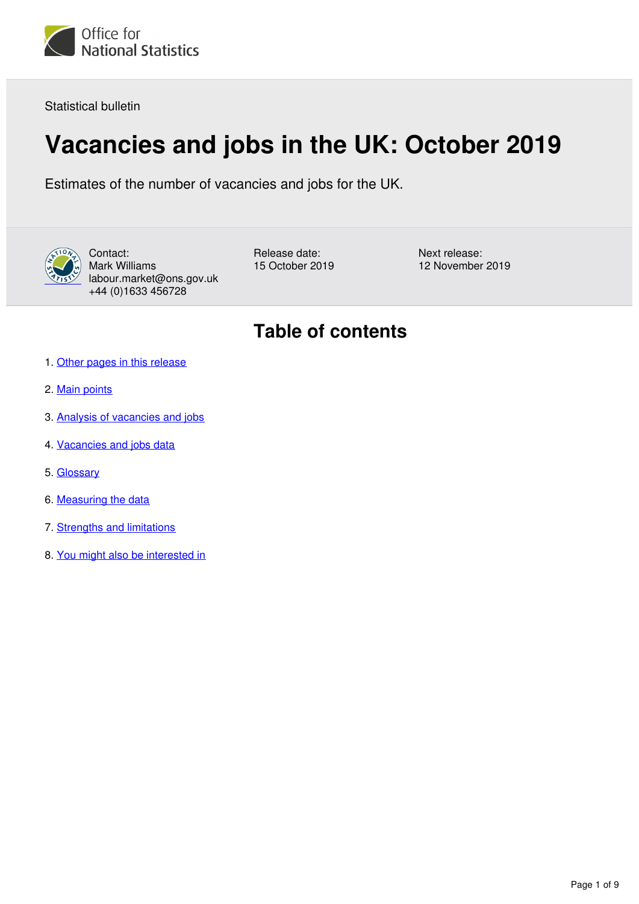Office for National Statistics

Statistical bulletin

# Vacancies and jobs in the UK: October 2019

Estimates of the number of vacancies and jobs for the UK.

Contact:
Mark Williams
labour.market@ons.gov.uk
+44 (0)1633 456728

Release date:
15 October 2019

Next release:
12 November 2019

## Table of contents

1. Other pages in this release
2. Main points
3. Analysis of vacancies and jobs
4. Vacancies and jobs data
5. Glossary
6. Measuring the data
7. Strengths and limitations
8. You might also be interested in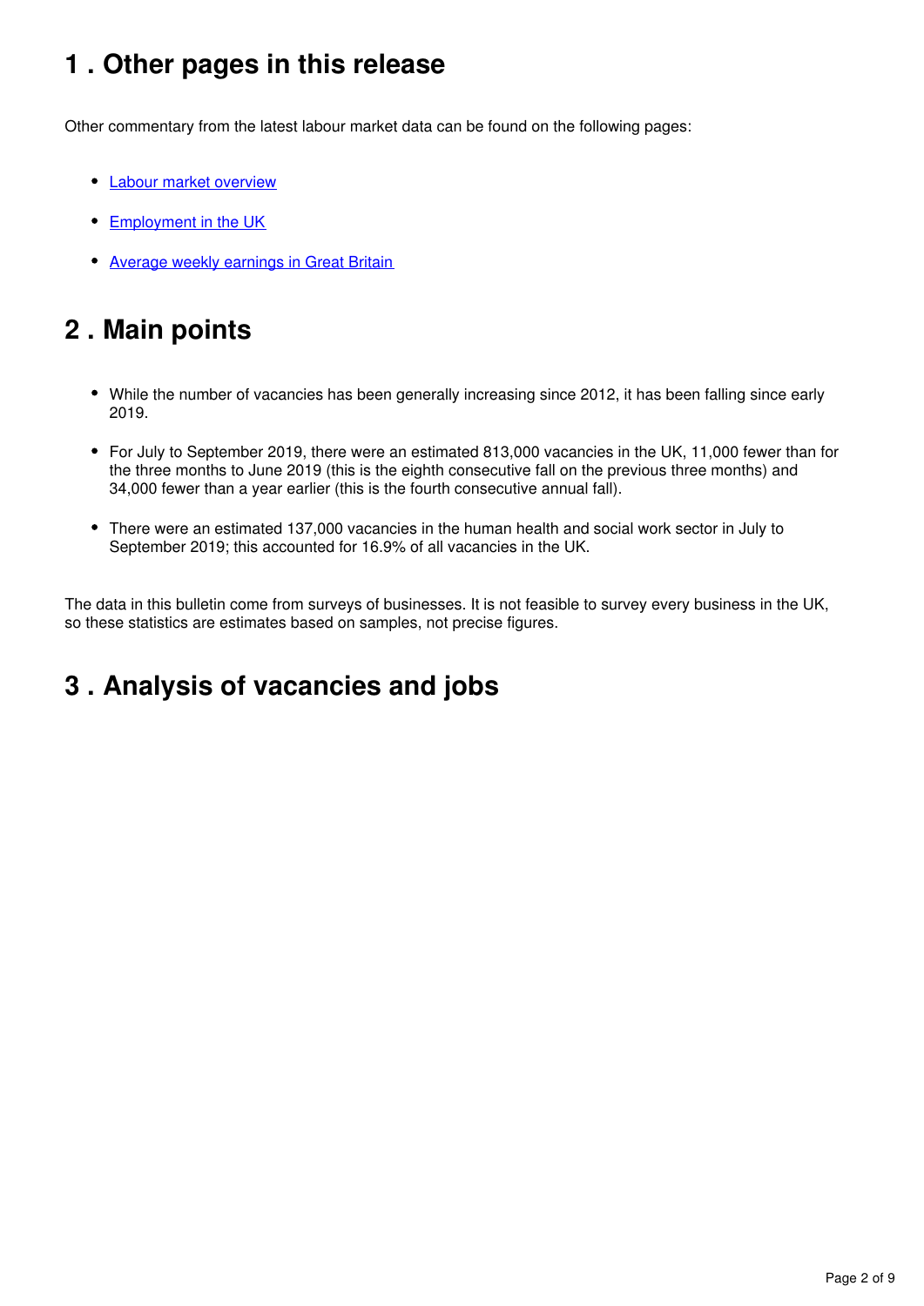## 1 . Other pages in this release

Other commentary from the latest labour market data can be found on the following pages:

- Labour market overview
- Employment in the UK
- Average weekly earnings in Great Britain

## 2 . Main points

- While the number of vacancies has been generally increasing since 2012, it has been falling since early 2019.
- For July to September 2019, there were an estimated 813,000 vacancies in the UK, 11,000 fewer than for the three months to June 2019 (this is the eighth consecutive fall on the previous three months) and 34,000 fewer than a year earlier (this is the fourth consecutive annual fall).
- There were an estimated 137,000 vacancies in the human health and social work sector in July to September 2019; this accounted for 16.9% of all vacancies in the UK.

The data in this bulletin come from surveys of businesses. It is not feasible to survey every business in the UK, so these statistics are estimates based on samples, not precise figures.

## 3 . Analysis of vacancies and jobs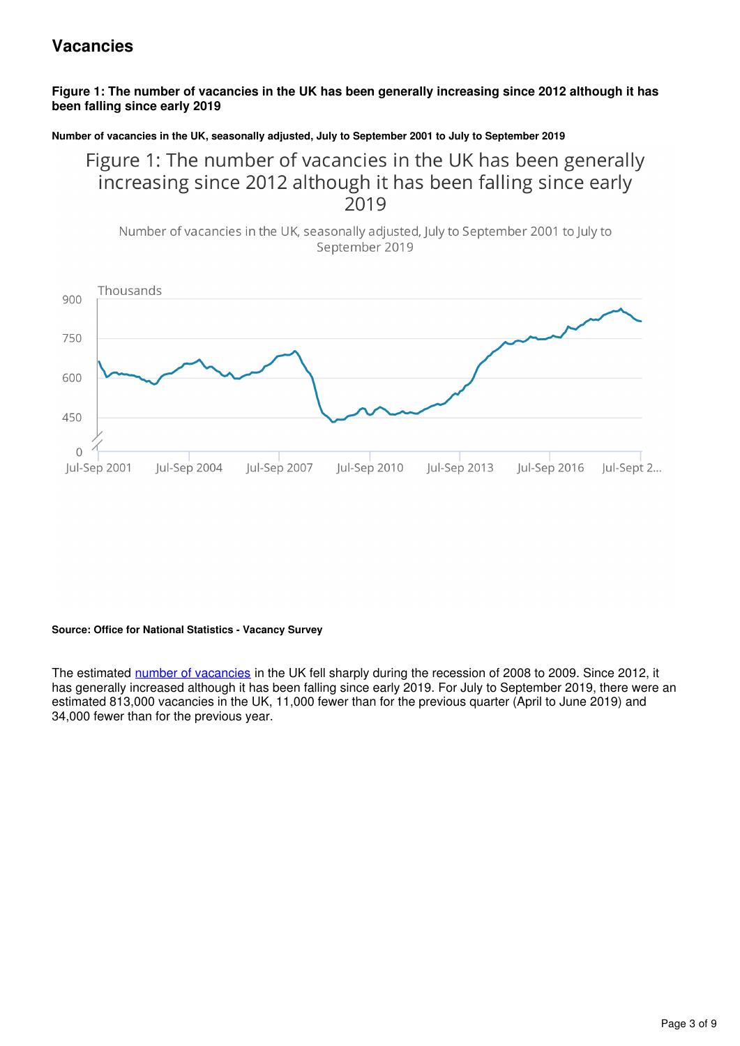## Vacancies

**Figure 1: The number of vacancies in the UK has been generally increasing since 2012 although it has been falling since early 2019**

**Number of vacancies in the UK, seasonally adjusted, July to September 2001 to July to September 2019**

**Source: Office for National Statistics - Vacancy Survey**

The estimated number of vacancies in the UK fell sharply during the recession of 2008 to 2009. Since 2012, it has generally increased although it has been falling since early 2019. For July to September 2019, there were an estimated 813,000 vacancies in the UK, 11,000 fewer than for the previous quarter (April to June 2019) and 34,000 fewer than for the previous year.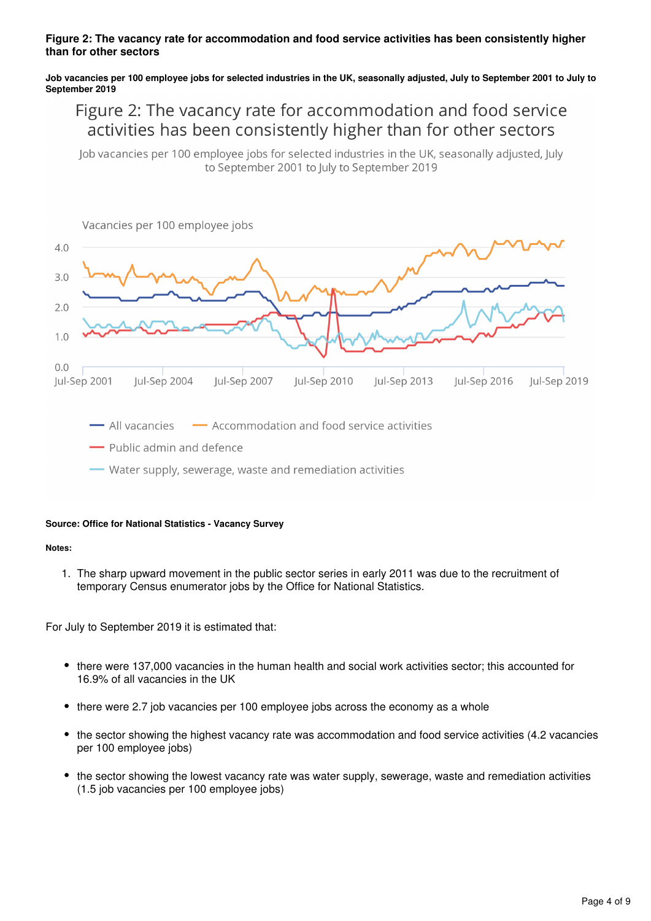**Figure 2: The vacancy rate for accommodation and food service activities has been consistently higher than for other sectors**

**Job vacancies per 100 employee jobs for selected industries in the UK, seasonally adjusted, July to September 2001 to July to September 2019**

Figure 2: The vacancy rate for accommodation and food service activities has been consistently higher than for other sectors

Job vacancies per 100 employee jobs for selected industries in the UK, seasonally adjusted, July to September 2001 to July to September 2019

Vacancies per 100 employee jobs

4.0
3.0
2.0
1.0
0.0

Jul-Sep 2001 · Jul-Sep 2004 · Jul-Sep 2007 · Jul-Sep 2010 · Jul-Sep 2013 · Jul-Sep 2016 · Jul-Sep 2019

All vacancies · Accommodation and food service activities · Public admin and defence · Water supply, sewerage, waste and remediation activities

**Source: Office for National Statistics - Vacancy Survey**

**Notes:**

1. The sharp upward movement in the public sector series in early 2011 was due to the recruitment of temporary Census enumerator jobs by the Office for National Statistics.

For July to September 2019 it is estimated that:

- there were 137,000 vacancies in the human health and social work activities sector; this accounted for 16.9% of all vacancies in the UK
- there were 2.7 job vacancies per 100 employee jobs across the economy as a whole
- the sector showing the highest vacancy rate was accommodation and food service activities (4.2 vacancies per 100 employee jobs)
- the sector showing the lowest vacancy rate was water supply, sewerage, waste and remediation activities (1.5 job vacancies per 100 employee jobs)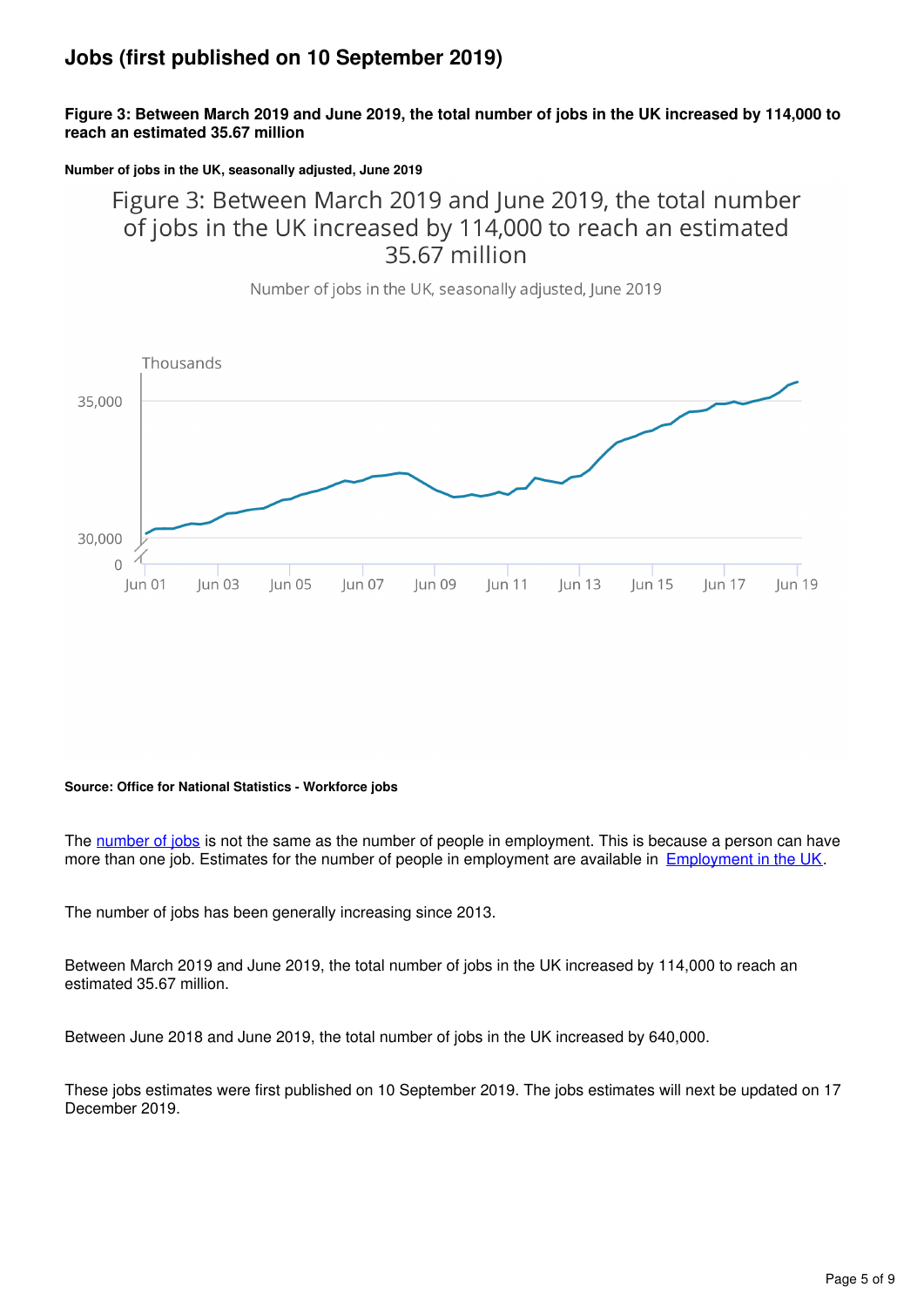## Jobs (first published on 10 September 2019)

**Figure 3: Between March 2019 and June 2019, the total number of jobs in the UK increased by 114,000 to reach an estimated 35.67 million**

**Number of jobs in the UK, seasonally adjusted, June 2019**

Figure 3: Between March 2019 and June 2019, the total number of jobs in the UK increased by 114,000 to reach an estimated 35.67 million

Number of jobs in the UK, seasonally adjusted, June 2019

Thousands

35,000

30,000

0

Jun 01 Jun 03 Jun 05 Jun 07 Jun 09 Jun 11 Jun 13 Jun 15 Jun 17 Jun 19

**Source: Office for National Statistics - Workforce jobs**

The number of jobs is not the same as the number of people in employment. This is because a person can have more than one job. Estimates for the number of people in employment are available in Employment in the UK.

The number of jobs has been generally increasing since 2013.

Between March 2019 and June 2019, the total number of jobs in the UK increased by 114,000 to reach an estimated 35.67 million.

Between June 2018 and June 2019, the total number of jobs in the UK increased by 640,000.

These jobs estimates were first published on 10 September 2019. The jobs estimates will next be updated on 17 December 2019.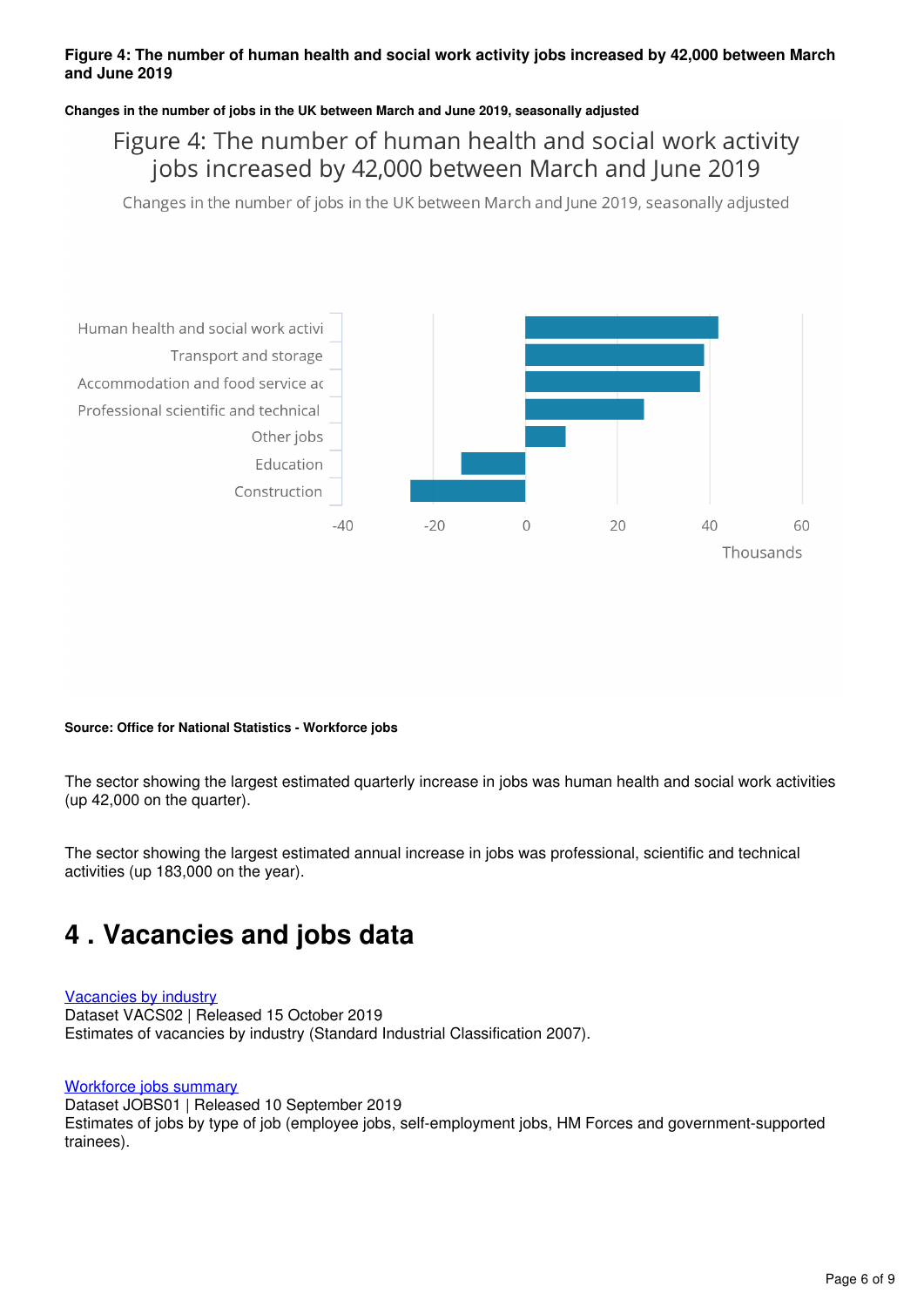**Figure 4: The number of human health and social work activity jobs increased by 42,000 between March and June 2019**

**Changes in the number of jobs in the UK between March and June 2019, seasonally adjusted**

Figure 4: The number of human health and social work activity jobs increased by 42,000 between March and June 2019

Changes in the number of jobs in the UK between March and June 2019, seasonally adjusted

Human health and social work activi
Transport and storage
Accommodation and food service ac
Professional scientific and technical
Other jobs
Education
Construction

-40 -20 0 20 40 60

Thousands

**Source: Office for National Statistics - Workforce jobs**

The sector showing the largest estimated quarterly increase in jobs was human health and social work activities (up 42,000 on the quarter).

The sector showing the largest estimated annual increase in jobs was professional, scientific and technical activities (up 183,000 on the year).

# 4 . Vacancies and jobs data

[Vacancies by industry](#)
Dataset VACS02 | Released 15 October 2019
Estimates of vacancies by industry (Standard Industrial Classification 2007).

[Workforce jobs summary](#)
Dataset JOBS01 | Released 10 September 2019
Estimates of jobs by type of job (employee jobs, self-employment jobs, HM Forces and government-supported trainees).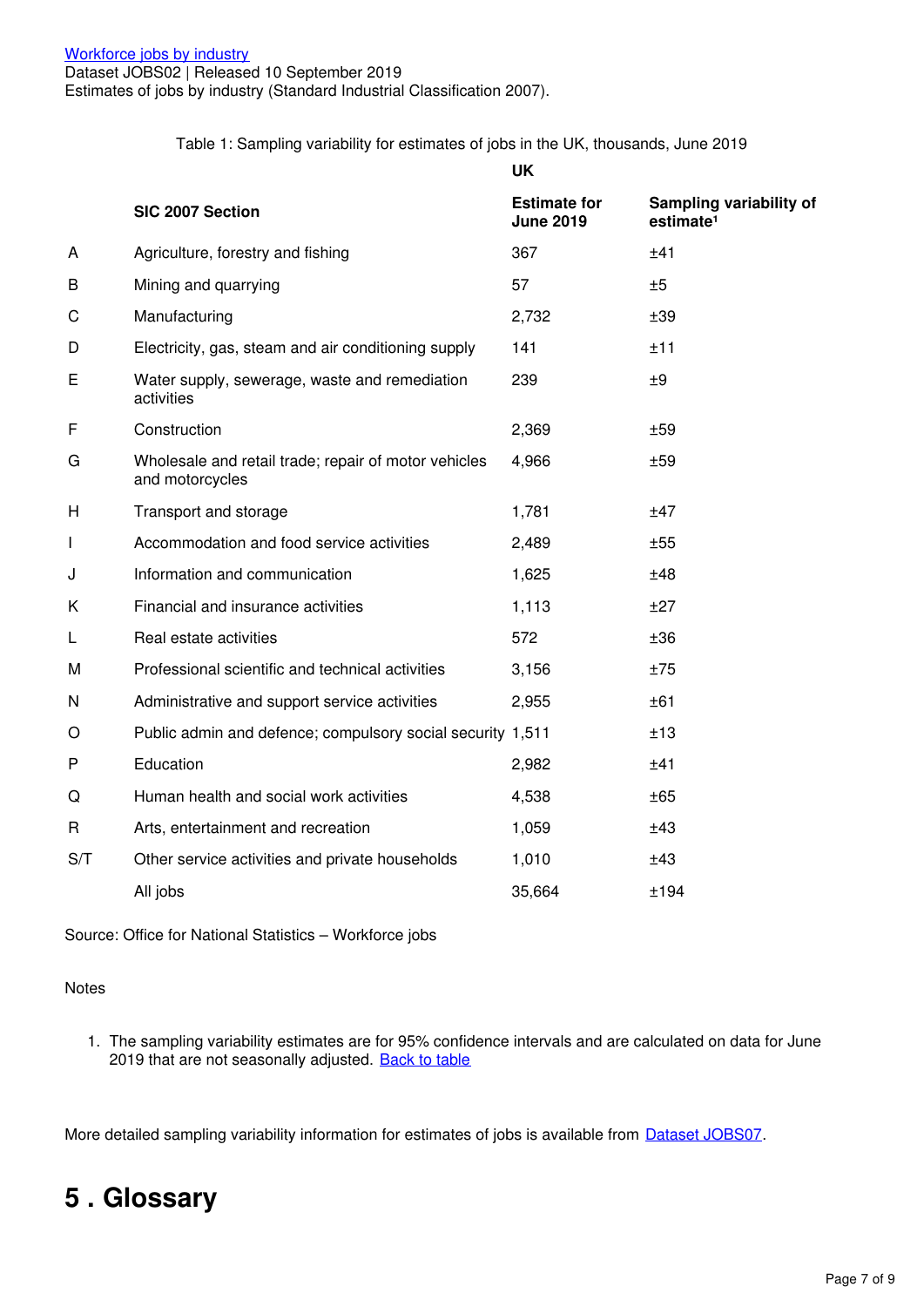[Workforce jobs by industry](#)
Dataset JOBS02 | Released 10 September 2019
Estimates of jobs by industry (Standard Industrial Classification 2007).

Table 1: Sampling variability for estimates of jobs in the UK, thousands, June 2019

| | | UK | |
|---|---|---|---|
| | **SIC 2007 Section** | **Estimate for June 2019** | **Sampling variability of estimate[1]** |
| A | Agriculture, forestry and fishing | 367 | ±41 |
| B | Mining and quarrying | 57 | ±5 |
| C | Manufacturing | 2,732 | ±39 |
| D | Electricity, gas, steam and air conditioning supply | 141 | ±11 |
| E | Water supply, sewerage, waste and remediation activities | 239 | ±9 |
| F | Construction | 2,369 | ±59 |
| G | Wholesale and retail trade; repair of motor vehicles and motorcycles | 4,966 | ±59 |
| H | Transport and storage | 1,781 | ±47 |
| I | Accommodation and food service activities | 2,489 | ±55 |
| J | Information and communication | 1,625 | ±48 |
| K | Financial and insurance activities | 1,113 | ±27 |
| L | Real estate activities | 572 | ±36 |
| M | Professional scientific and technical activities | 3,156 | ±75 |
| N | Administrative and support service activities | 2,955 | ±61 |
| O | Public admin and defence; compulsory social security | 1,511 | ±13 |
| P | Education | 2,982 | ±41 |
| Q | Human health and social work activities | 4,538 | ±65 |
| R | Arts, entertainment and recreation | 1,059 | ±43 |
| S/T | Other service activities and private households | 1,010 | ±43 |
| | All jobs | 35,664 | ±194 |

Source: Office for National Statistics – Workforce jobs

Notes

1. The sampling variability estimates are for 95% confidence intervals and are calculated on data for June 2019 that are not seasonally adjusted. [Back to table](#)

More detailed sampling variability information for estimates of jobs is available from [Dataset JOBS07](#).

# 5 . Glossary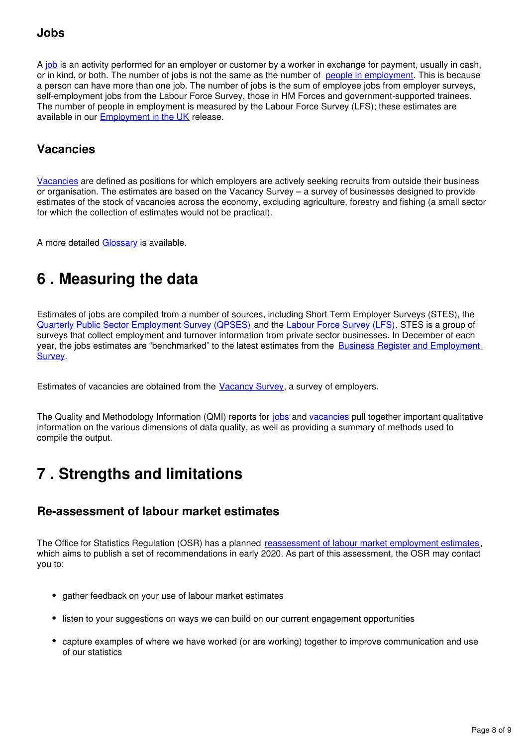### Jobs

A job is an activity performed for an employer or customer by a worker in exchange for payment, usually in cash, or in kind, or both. The number of jobs is not the same as the number of people in employment. This is because a person can have more than one job. The number of jobs is the sum of employee jobs from employer surveys, self-employment jobs from the Labour Force Survey, those in HM Forces and government-supported trainees. The number of people in employment is measured by the Labour Force Survey (LFS); these estimates are available in our Employment in the UK release.

### Vacancies

Vacancies are defined as positions for which employers are actively seeking recruits from outside their business or organisation. The estimates are based on the Vacancy Survey – a survey of businesses designed to provide estimates of the stock of vacancies across the economy, excluding agriculture, forestry and fishing (a small sector for which the collection of estimates would not be practical).

A more detailed Glossary is available.

## 6 . Measuring the data

Estimates of jobs are compiled from a number of sources, including Short Term Employer Surveys (STES), the Quarterly Public Sector Employment Survey (QPSES) and the Labour Force Survey (LFS). STES is a group of surveys that collect employment and turnover information from private sector businesses. In December of each year, the jobs estimates are "benchmarked" to the latest estimates from the Business Register and Employment Survey.

Estimates of vacancies are obtained from the Vacancy Survey, a survey of employers.

The Quality and Methodology Information (QMI) reports for jobs and vacancies pull together important qualitative information on the various dimensions of data quality, as well as providing a summary of methods used to compile the output.

## 7 . Strengths and limitations

### Re-assessment of labour market estimates

The Office for Statistics Regulation (OSR) has a planned reassessment of labour market employment estimates, which aims to publish a set of recommendations in early 2020. As part of this assessment, the OSR may contact you to:

- gather feedback on your use of labour market estimates
- listen to your suggestions on ways we can build on our current engagement opportunities
- capture examples of where we have worked (or are working) together to improve communication and use of our statistics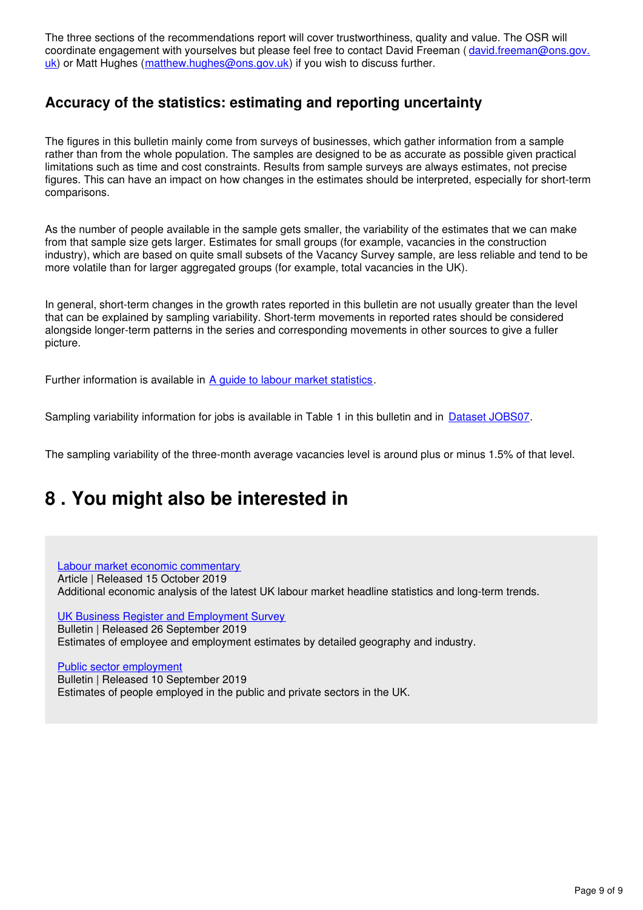The three sections of the recommendations report will cover trustworthiness, quality and value. The OSR will coordinate engagement with yourselves but please feel free to contact David Freeman ( david.freeman@ons.gov.uk) or Matt Hughes (matthew.hughes@ons.gov.uk) if you wish to discuss further.

### Accuracy of the statistics: estimating and reporting uncertainty

The figures in this bulletin mainly come from surveys of businesses, which gather information from a sample rather than from the whole population. The samples are designed to be as accurate as possible given practical limitations such as time and cost constraints. Results from sample surveys are always estimates, not precise figures. This can have an impact on how changes in the estimates should be interpreted, especially for short-term comparisons.

As the number of people available in the sample gets smaller, the variability of the estimates that we can make from that sample size gets larger. Estimates for small groups (for example, vacancies in the construction industry), which are based on quite small subsets of the Vacancy Survey sample, are less reliable and tend to be more volatile than for larger aggregated groups (for example, total vacancies in the UK).

In general, short-term changes in the growth rates reported in this bulletin are not usually greater than the level that can be explained by sampling variability. Short-term movements in reported rates should be considered alongside longer-term patterns in the series and corresponding movements in other sources to give a fuller picture.

Further information is available in A guide to labour market statistics.

Sampling variability information for jobs is available in Table 1 in this bulletin and in Dataset JOBS07.

The sampling variability of the three-month average vacancies level is around plus or minus 1.5% of that level.

## 8 . You might also be interested in

Labour market economic commentary
Article | Released 15 October 2019
Additional economic analysis of the latest UK labour market headline statistics and long-term trends.

UK Business Register and Employment Survey
Bulletin | Released 26 September 2019
Estimates of employee and employment estimates by detailed geography and industry.

Public sector employment
Bulletin | Released 10 September 2019
Estimates of people employed in the public and private sectors in the UK.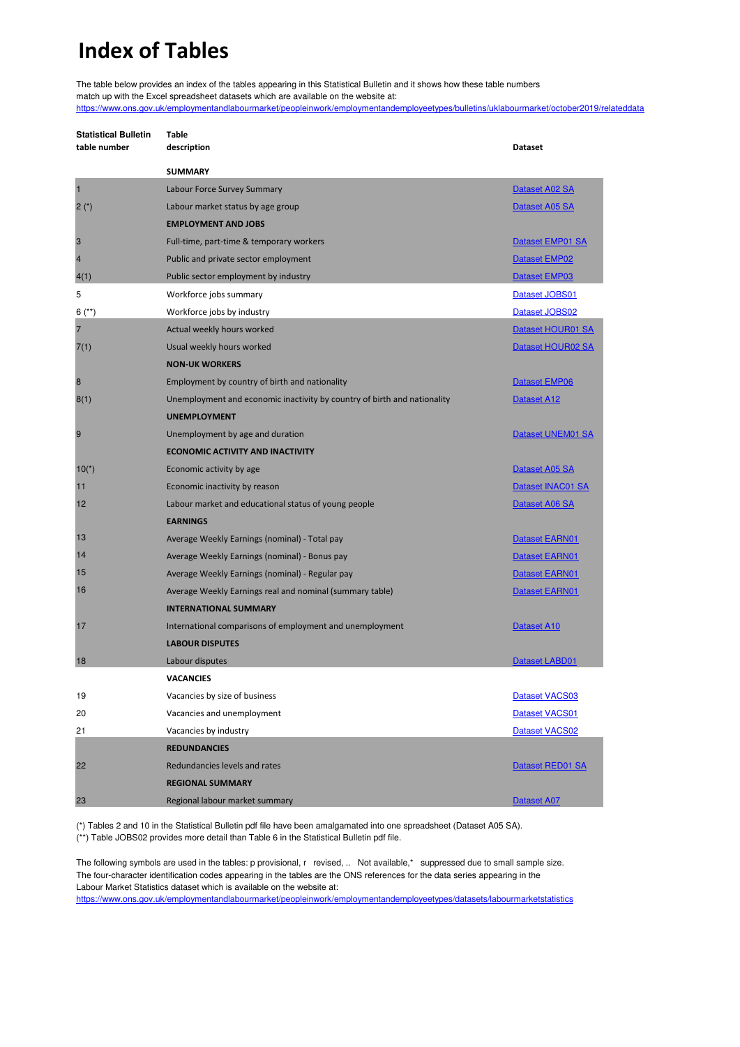# Index of Tables

The table below provides an index of the tables appearing in this Statistical Bulletin and it shows how these table numbers match up with the Excel spreadsheet datasets which are available on the website at:
https://www.ons.gov.uk/employmentandlabourmarket/peopleinwork/employmentandemployeetypes/bulletins/uklabourmarket/october2019/relateddata

| Statistical Bulletin table number | Table description | Dataset |
|---|---|---|
| | **SUMMARY** | |
| 1 | Labour Force Survey Summary | Dataset A02 SA |
| 2 (*) | Labour market status by age group | Dataset A05 SA |
| | **EMPLOYMENT AND JOBS** | |
| 3 | Full-time, part-time & temporary workers | Dataset EMP01 SA |
| 4 | Public and private sector employment | Dataset EMP02 |
| 4(1) | Public sector employment by industry | Dataset EMP03 |
| 5 | Workforce jobs summary | Dataset JOBS01 |
| 6 (**) | Workforce jobs by industry | Dataset JOBS02 |
| 7 | Actual weekly hours worked | Dataset HOUR01 SA |
| 7(1) | Usual weekly hours worked | Dataset HOUR02 SA |
| | **NON-UK WORKERS** | |
| 8 | Employment by country of birth and nationality | Dataset EMP06 |
| 8(1) | Unemployment and economic inactivity by country of birth and nationality | Dataset A12 |
| | **UNEMPLOYMENT** | |
| 9 | Unemployment by age and duration | Dataset UNEM01 SA |
| | **ECONOMIC ACTIVITY AND INACTIVITY** | |
| 10(*) | Economic activity by age | Dataset A05 SA |
| 11 | Economic inactivity by reason | Dataset INAC01 SA |
| 12 | Labour market and educational status of young people | Dataset A06 SA |
| | **EARNINGS** | |
| 13 | Average Weekly Earnings (nominal) - Total pay | Dataset EARN01 |
| 14 | Average Weekly Earnings (nominal) - Bonus pay | Dataset EARN01 |
| 15 | Average Weekly Earnings (nominal) - Regular pay | Dataset EARN01 |
| 16 | Average Weekly Earnings real and nominal (summary table) | Dataset EARN01 |
| | **INTERNATIONAL SUMMARY** | |
| 17 | International comparisons of employment and unemployment | Dataset A10 |
| | **LABOUR DISPUTES** | |
| 18 | Labour disputes | Dataset LABD01 |
| | **VACANCIES** | |
| 19 | Vacancies by size of business | Dataset VACS03 |
| 20 | Vacancies and unemployment | Dataset VACS01 |
| 21 | Vacancies by industry | Dataset VACS02 |
| | **REDUNDANCIES** | |
| 22 | Redundancies levels and rates | Dataset RED01 SA |
| | **REGIONAL SUMMARY** | |
| 23 | Regional labour market summary | Dataset A07 |

(*) Tables 2 and 10 in the Statistical Bulletin pdf file have been amalgamated into one spreadsheet (Dataset A05 SA).
(**) Table JOBS02 provides more detail than Table 6 in the Statistical Bulletin pdf file.

The following symbols are used in the tables: p provisional, r revised, .. Not available,* suppressed due to small sample size.
The four-character identification codes appearing in the tables are the ONS references for the data series appearing in the Labour Market Statistics dataset which is available on the website at:
https://www.ons.gov.uk/employmentandlabourmarket/peopleinwork/employmentandemployeetypes/datasets/labourmarketstatistics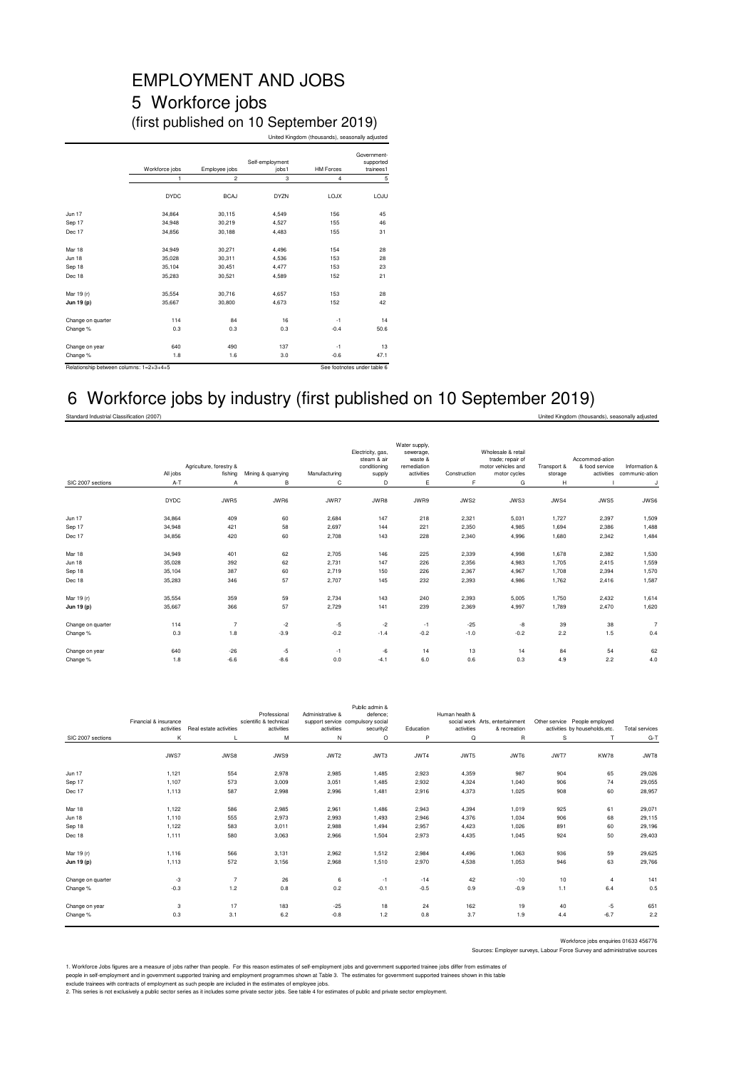# EMPLOYMENT AND JOBS

## 5 Workforce jobs

(first published on 10 September 2019)

United Kingdom (thousands), seasonally adjusted

| | Workforce jobs | Employee jobs | Self-employment jobs1 | HM Forces | Government-supported trainees1 |
|---|---|---|---|---|---|
| | 1 | 2 | 3 | 4 | 5 |
| | DYDC | BCAJ | DYZN | LOJX | LOJU |
| Jun 17 | 34,864 | 30,115 | 4,549 | 156 | 45 |
| Sep 17 | 34,948 | 30,219 | 4,527 | 155 | 46 |
| Dec 17 | 34,856 | 30,188 | 4,483 | 155 | 31 |
| Mar 18 | 34,949 | 30,271 | 4,496 | 154 | 28 |
| Jun 18 | 35,028 | 30,311 | 4,536 | 153 | 28 |
| Sep 18 | 35,104 | 30,451 | 4,477 | 153 | 23 |
| Dec 18 | 35,283 | 30,521 | 4,589 | 152 | 21 |
| Mar 19 (r) | 35,554 | 30,716 | 4,657 | 153 | 28 |
| **Jun 19 (p)** | 35,667 | 30,800 | 4,673 | 152 | 42 |
| Change on quarter | 114 | 84 | 16 | -1 | 14 |
| Change % | 0.3 | 0.3 | 0.3 | -0.4 | 50.6 |
| Change on year | 640 | 490 | 137 | -1 | 13 |
| Change % | 1.8 | 1.6 | 3.0 | -0.6 | 47.1 |

Relationship between columns: 1=2+3+4+5

See footnotes under table 6

## 6 Workforce jobs by industry (first published on 10 September 2019)

Standard Industrial Classification (2007)

United Kingdom (thousands), seasonally adjusted

| | All jobs | Agriculture, forestry & fishing | Mining & quarrying | Manufacturing | Electricity, gas, steam & air conditioning supply | Water supply, sewerage, waste & remediation activities | Construction | Wholesale & retail trade; repair of motor vehicles and motor cycles | Transport & storage | Accommod-ation & food service activities | Information & communic-ation |
|---|---|---|---|---|---|---|---|---|---|---|---|
| SIC 2007 sections | A-T | A | B | C | D | E | F | G | H | I | J |
| | DYDC | JWR5 | JWR6 | JWR7 | JWR8 | JWR9 | JWS2 | JWS3 | JWS4 | JWS5 | JWS6 |
| Jun 17 | 34,864 | 409 | 60 | 2,684 | 147 | 218 | 2,321 | 5,031 | 1,727 | 2,397 | 1,509 |
| Sep 17 | 34,948 | 421 | 58 | 2,697 | 144 | 221 | 2,350 | 4,985 | 1,694 | 2,386 | 1,488 |
| Dec 17 | 34,856 | 420 | 60 | 2,708 | 143 | 228 | 2,340 | 4,996 | 1,680 | 2,342 | 1,484 |
| Mar 18 | 34,949 | 401 | 62 | 2,705 | 146 | 225 | 2,339 | 4,998 | 1,678 | 2,382 | 1,530 |
| Jun 18 | 35,028 | 392 | 62 | 2,731 | 147 | 226 | 2,356 | 4,983 | 1,705 | 2,415 | 1,559 |
| Sep 18 | 35,104 | 387 | 60 | 2,719 | 150 | 226 | 2,367 | 4,967 | 1,708 | 2,394 | 1,570 |
| Dec 18 | 35,283 | 346 | 57 | 2,707 | 145 | 232 | 2,393 | 4,986 | 1,762 | 2,416 | 1,587 |
| Mar 19 (r) | 35,554 | 359 | 59 | 2,734 | 143 | 240 | 2,393 | 5,005 | 1,750 | 2,432 | 1,614 |
| **Jun 19 (p)** | 35,667 | 366 | 57 | 2,729 | 141 | 239 | 2,369 | 4,997 | 1,789 | 2,470 | 1,620 |
| Change on quarter | 114 | 7 | -2 | -5 | -2 | -1 | -25 | -8 | 39 | 38 | 7 |
| Change % | 0.3 | 1.8 | -3.9 | -0.2 | -1.4 | -0.2 | -1.0 | -0.2 | 2.2 | 1.5 | 0.4 |
| Change on year | 640 | -26 | -5 | -1 | -6 | 14 | 13 | 14 | 84 | 54 | 62 |
| Change % | 1.8 | -6.6 | -8.6 | 0.0 | -4.1 | 6.0 | 0.6 | 0.3 | 4.9 | 2.2 | 4.0 |

| | Financial & insurance activities | Real estate activities | Professional scientific & technical activities | Administrative & support service activities | Public admin & defence; compulsory social security2 | Education | Human health & social work activities | Arts, entertainment & recreation | Other service activities | People employed by households,etc. | Total services |
|---|---|---|---|---|---|---|---|---|---|---|---|
| SIC 2007 sections | K | L | M | N | O | P | Q | R | S | T | G-T |
| | JWS7 | JWS8 | JWS9 | JWT2 | JWT3 | JWT4 | JWT5 | JWT6 | JWT7 | KW78 | JWT8 |
| Jun 17 | 1,121 | 554 | 2,978 | 2,985 | 1,485 | 2,923 | 4,359 | 987 | 904 | 65 | 29,026 |
| Sep 17 | 1,107 | 573 | 3,009 | 3,051 | 1,485 | 2,932 | 4,324 | 1,040 | 906 | 74 | 29,055 |
| Dec 17 | 1,113 | 587 | 2,998 | 2,996 | 1,481 | 2,916 | 4,373 | 1,025 | 908 | 60 | 28,957 |
| Mar 18 | 1,122 | 586 | 2,985 | 2,961 | 1,486 | 2,943 | 4,394 | 1,019 | 925 | 61 | 29,071 |
| Jun 18 | 1,110 | 555 | 2,973 | 2,993 | 1,493 | 2,946 | 4,376 | 1,034 | 906 | 68 | 29,115 |
| Sep 18 | 1,122 | 583 | 3,011 | 2,988 | 1,494 | 2,957 | 4,423 | 1,026 | 891 | 60 | 29,196 |
| Dec 18 | 1,111 | 580 | 3,063 | 2,966 | 1,504 | 2,973 | 4,435 | 1,045 | 924 | 50 | 29,403 |
| Mar 19 (r) | 1,116 | 566 | 3,131 | 2,962 | 1,512 | 2,984 | 4,496 | 1,063 | 936 | 59 | 29,625 |
| **Jun 19 (p)** | 1,113 | 572 | 3,156 | 2,968 | 1,510 | 2,970 | 4,538 | 1,053 | 946 | 63 | 29,766 |
| Change on quarter | -3 | 7 | 26 | 6 | -1 | -14 | 42 | -10 | 10 | 4 | 141 |
| Change % | -0.3 | 1.2 | 0.8 | 0.2 | -0.1 | -0.5 | 0.9 | -0.9 | 1.1 | 6.4 | 0.5 |
| Change on year | 3 | 17 | 183 | -25 | 18 | 24 | 162 | 19 | 40 | -5 | 651 |
| Change % | 0.3 | 3.1 | 6.2 | -0.8 | 1.2 | 0.8 | 3.7 | 1.9 | 4.4 | -6.7 | 2.2 |

Workforce jobs enquiries 01633 456776

Sources: Employer surveys, Labour Force Survey and administrative sources

1. Workforce Jobs figures are a measure of jobs rather than people. For this reason estimates of self-employment jobs and government supported trainee jobs differ from estimates of people in self-employment and in government supported training and employment programmes shown at Table 3. The estimates for government supported trainees shown in this table exclude trainees with contracts of employment as such people are included in the estimates of employee jobs.
2. This series is not exclusively a public sector series as it includes some private sector jobs. See table 4 for estimates of public and private sector employment.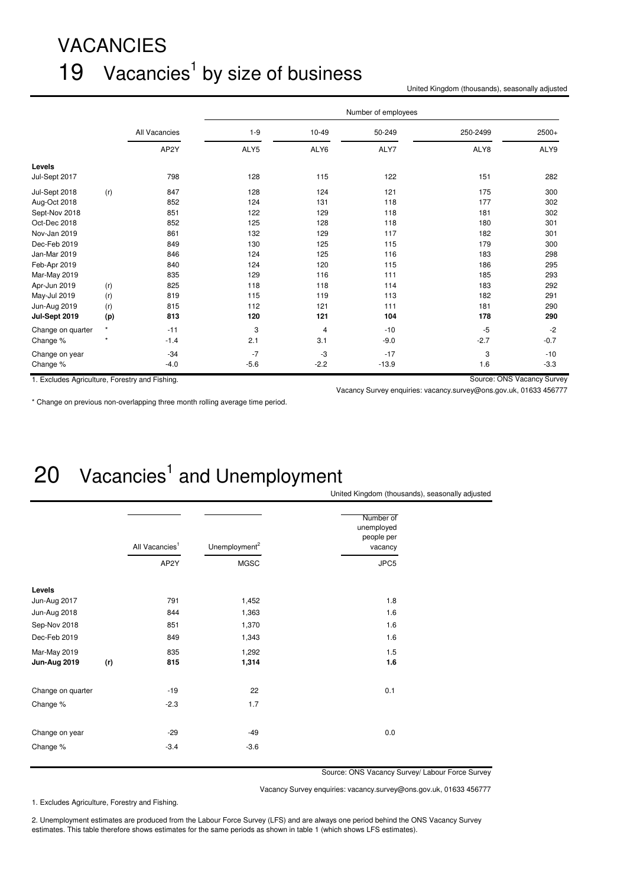# VACANCIES

## 19 Vacancies[1] by size of business

United Kingdom (thousands), seasonally adjusted

| | | All Vacancies | Number of employees | | | | |
|---|---|---|---|---|---|---|---|
| | | | 1-9 | 10-49 | 50-249 | 250-2499 | 2500+ |
| | | AP2Y | ALY5 | ALY6 | ALY7 | ALY8 | ALY9 |
| **Levels** | | | | | | | |
| Jul-Sept 2017 | | 798 | 128 | 115 | 122 | 151 | 282 |
| Jul-Sept 2018 | (r) | 847 | 128 | 124 | 121 | 175 | 300 |
| Aug-Oct 2018 | | 852 | 124 | 131 | 118 | 177 | 302 |
| Sept-Nov 2018 | | 851 | 122 | 129 | 118 | 181 | 302 |
| Oct-Dec 2018 | | 852 | 125 | 128 | 118 | 180 | 301 |
| Nov-Jan 2019 | | 861 | 132 | 129 | 117 | 182 | 301 |
| Dec-Feb 2019 | | 849 | 130 | 125 | 115 | 179 | 300 |
| Jan-Mar 2019 | | 846 | 124 | 125 | 116 | 183 | 298 |
| Feb-Apr 2019 | | 840 | 124 | 120 | 115 | 186 | 295 |
| Mar-May 2019 | | 835 | 129 | 116 | 111 | 185 | 293 |
| Apr-Jun 2019 | (r) | 825 | 118 | 118 | 114 | 183 | 292 |
| May-Jul 2019 | (r) | 819 | 115 | 119 | 113 | 182 | 291 |
| Jun-Aug 2019 | (r) | 815 | 112 | 121 | 111 | 181 | 290 |
| **Jul-Sept 2019** | **(p)** | **813** | **120** | **121** | **104** | **178** | **290** |
| Change on quarter | * | -11 | 3 | 4 | -10 | -5 | -2 |
| Change % | * | -1.4 | 2.1 | 3.1 | -9.0 | -2.7 | -0.7 |
| Change on year | | -34 | -7 | -3 | -17 | 3 | -10 |
| Change % | | -4.0 | -5.6 | -2.2 | -13.9 | 1.6 | -3.3 |

1. Excludes Agriculture, Forestry and Fishing.

Source: ONS Vacancy Survey

Vacancy Survey enquiries: vacancy.survey@ons.gov.uk, 01633 456777

* Change on previous non-overlapping three month rolling average time period.

## 20 Vacancies[1] and Unemployment

United Kingdom (thousands), seasonally adjusted

| | | All Vacancies[1] | Unemployment[2] | Number of unemployed people per vacancy |
|---|---|---|---|---|
| | | AP2Y | MGSC | JPC5 |
| **Levels** | | | | |
| Jun-Aug 2017 | | 791 | 1,452 | 1.8 |
| Jun-Aug 2018 | | 844 | 1,363 | 1.6 |
| Sep-Nov 2018 | | 851 | 1,370 | 1.6 |
| Dec-Feb 2019 | | 849 | 1,343 | 1.6 |
| Mar-May 2019 | | 835 | 1,292 | 1.5 |
| **Jun-Aug 2019** | **(r)** | **815** | **1,314** | **1.6** |
| Change on quarter | | -19 | 22 | 0.1 |
| Change % | | -2.3 | 1.7 | |
| Change on year | | -29 | -49 | 0.0 |
| Change % | | -3.4 | -3.6 | |

Source: ONS Vacancy Survey/ Labour Force Survey

Vacancy Survey enquiries: vacancy.survey@ons.gov.uk, 01633 456777

1. Excludes Agriculture, Forestry and Fishing.

2. Unemployment estimates are produced from the Labour Force Survey (LFS) and are always one period behind the ONS Vacancy Survey estimates. This table therefore shows estimates for the same periods as shown in table 1 (which shows LFS estimates).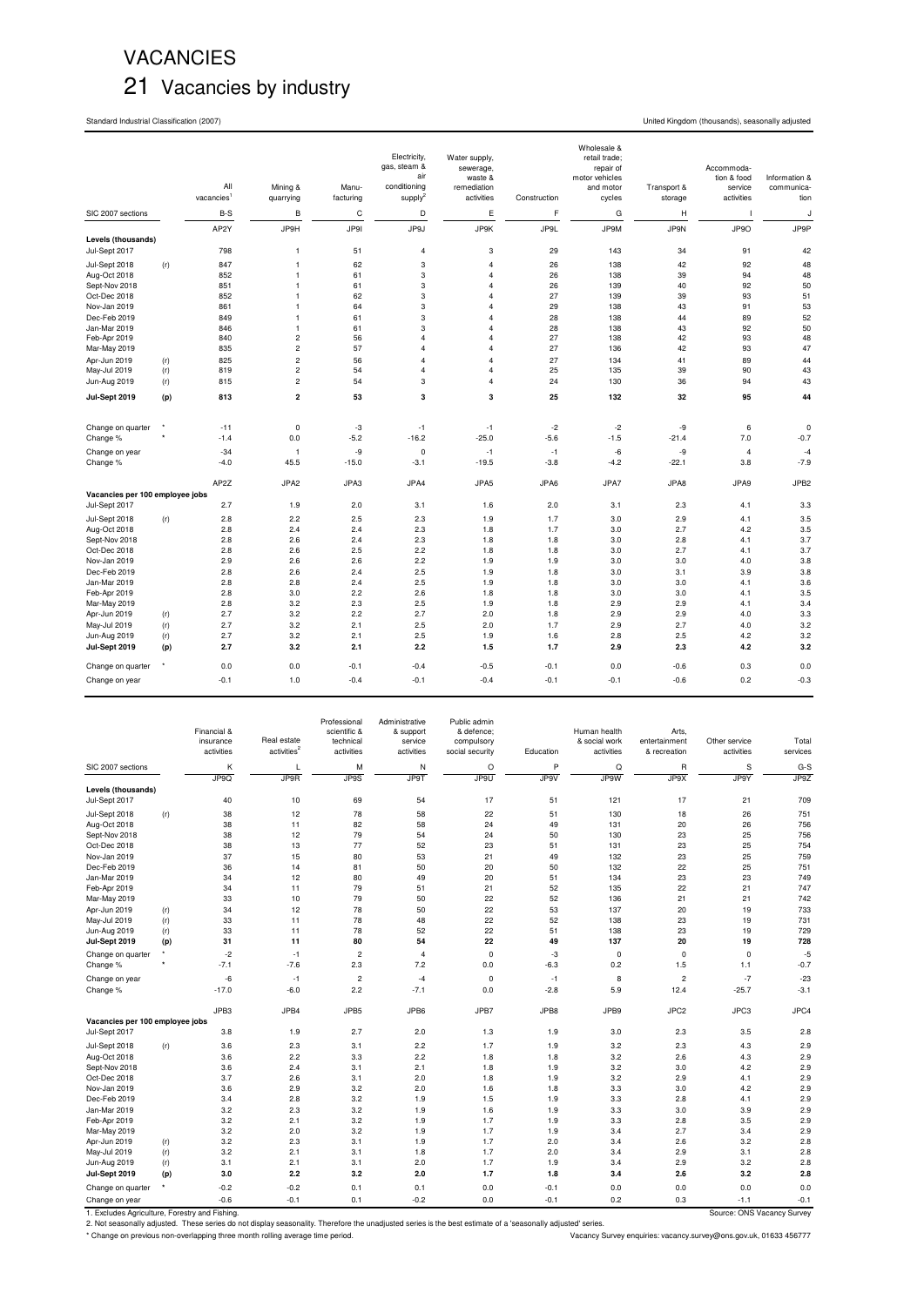# VACANCIES

## 21 Vacancies by industry

Standard Industrial Classification (2007)

United Kingdom (thousands), seasonally adjusted

| | | All vacancies[1] | Mining & quarrying | Manu-facturing | Electricity, gas, steam & air conditioning supply[2] | Water supply, sewerage, waste & remediation activities | Construction | Wholesale & retail trade; repair of motor vehicles and motor cycles | Transport & storage | Accommoda-tion & food service activities | Information & communica-tion |
|---|---|---|---|---|---|---|---|---|---|---|---|
| SIC 2007 sections | | B-S | B | C | D | E | F | G | H | I | J |
| | | AP2Y | JP9H | JP9I | JP9J | JP9K | JP9L | JP9M | JP9N | JP9O | JP9P |
| **Levels (thousands)** | | | | | | | | | | | |
| Jul-Sept 2017 | | 798 | 1 | 51 | 4 | 3 | 29 | 143 | 34 | 91 | 42 |
| Jul-Sept 2018 | (r) | 847 | 1 | 62 | 3 | 4 | 26 | 138 | 42 | 92 | 48 |
| Aug-Oct 2018 | | 852 | 1 | 61 | 3 | 4 | 26 | 138 | 39 | 94 | 48 |
| Sept-Nov 2018 | | 851 | 1 | 61 | 3 | 4 | 26 | 139 | 40 | 92 | 50 |
| Oct-Dec 2018 | | 852 | 1 | 62 | 3 | 4 | 27 | 139 | 39 | 93 | 51 |
| Nov-Jan 2019 | | 861 | 1 | 64 | 3 | 4 | 29 | 138 | 43 | 91 | 53 |
| Dec-Feb 2019 | | 849 | 1 | 61 | 3 | 4 | 28 | 138 | 44 | 89 | 52 |
| Jan-Mar 2019 | | 846 | 1 | 61 | 3 | 4 | 28 | 138 | 43 | 92 | 50 |
| Feb-Apr 2019 | | 840 | 2 | 56 | 4 | 4 | 27 | 138 | 42 | 93 | 48 |
| Mar-May 2019 | | 835 | 2 | 57 | 4 | 4 | 27 | 136 | 42 | 93 | 47 |
| Apr-Jun 2019 | (r) | 825 | 2 | 56 | 4 | 4 | 27 | 134 | 41 | 89 | 44 |
| May-Jul 2019 | (r) | 819 | 2 | 54 | 4 | 4 | 25 | 135 | 39 | 90 | 43 |
| Jun-Aug 2019 | (r) | 815 | 2 | 54 | 3 | 4 | 24 | 130 | 36 | 94 | 43 |
| **Jul-Sept 2019** | **(p)** | **813** | **2** | **53** | **3** | **3** | **25** | **132** | **32** | **95** | **44** |
| Change on quarter | * | -11 | 0 | -3 | -1 | -1 | -2 | -2 | -9 | 6 | 0 |
| Change % | * | -1.4 | 0.0 | -5.2 | -16.2 | -25.0 | -5.6 | -1.5 | -21.4 | 7.0 | -0.7 |
| Change on year | | -34 | 1 | -9 | 0 | -1 | -1 | -6 | -9 | 4 | -4 |
| Change % | | -4.0 | 45.5 | -15.0 | -3.1 | -19.5 | -3.8 | -4.2 | -22.1 | 3.8 | -7.9 |
| | | AP2Z | JPA2 | JPA3 | JPA4 | JPA5 | JPA6 | JPA7 | JPA8 | JPA9 | JPB2 |
| **Vacancies per 100 employee jobs** | | | | | | | | | | | |
| Jul-Sept 2017 | | 2.7 | 1.9 | 2.0 | 3.1 | 1.6 | 2.0 | 3.1 | 2.3 | 4.1 | 3.3 |
| Jul-Sept 2018 | (r) | 2.8 | 2.2 | 2.5 | 2.3 | 1.9 | 1.7 | 3.0 | 2.9 | 4.1 | 3.5 |
| Aug-Oct 2018 | | 2.8 | 2.4 | 2.4 | 2.3 | 1.8 | 1.7 | 3.0 | 2.7 | 4.2 | 3.5 |
| Sept-Nov 2018 | | 2.8 | 2.6 | 2.4 | 2.3 | 1.8 | 1.8 | 3.0 | 2.8 | 4.1 | 3.7 |
| Oct-Dec 2018 | | 2.8 | 2.6 | 2.5 | 2.2 | 1.8 | 1.8 | 3.0 | 2.7 | 4.1 | 3.7 |
| Nov-Jan 2019 | | 2.9 | 2.6 | 2.6 | 2.2 | 1.9 | 1.9 | 3.0 | 3.0 | 4.0 | 3.8 |
| Dec-Feb 2019 | | 2.8 | 2.6 | 2.4 | 2.5 | 1.9 | 1.8 | 3.0 | 3.1 | 3.9 | 3.8 |
| Jan-Mar 2019 | | 2.8 | 2.8 | 2.4 | 2.5 | 1.9 | 1.8 | 3.0 | 3.0 | 4.1 | 3.6 |
| Feb-Apr 2019 | | 2.8 | 3.0 | 2.2 | 2.6 | 1.8 | 1.8 | 3.0 | 3.0 | 4.1 | 3.5 |
| Mar-May 2019 | | 2.8 | 3.2 | 2.3 | 2.5 | 1.9 | 1.8 | 2.9 | 2.9 | 4.1 | 3.4 |
| Apr-Jun 2019 | (r) | 2.7 | 3.2 | 2.2 | 2.7 | 2.0 | 1.8 | 2.9 | 2.9 | 4.0 | 3.3 |
| May-Jul 2019 | (r) | 2.7 | 3.2 | 2.1 | 2.5 | 2.0 | 1.7 | 2.9 | 2.7 | 4.0 | 3.2 |
| Jun-Aug 2019 | (r) | 2.7 | 3.2 | 2.1 | 2.5 | 1.9 | 1.6 | 2.8 | 2.5 | 4.2 | 3.2 |
| **Jul-Sept 2019** | **(p)** | **2.7** | **3.2** | **2.1** | **2.2** | **1.5** | **1.7** | **2.9** | **2.3** | **4.2** | **3.2** |
| Change on quarter | * | 0.0 | 0.0 | -0.1 | -0.4 | -0.5 | -0.1 | 0.0 | -0.6 | 0.3 | 0.0 |
| Change on year | | -0.1 | 1.0 | -0.4 | -0.1 | -0.4 | -0.1 | -0.1 | -0.6 | 0.2 | -0.3 |

| | | Financial & insurance activities | Real estate activities[2] | Professional scientific & technical activities | Administrative & support service activities | Public admin & defence; compulsory social security | Education | Human health & social work activities | Arts, entertainment & recreation | Other service activities | Total services |
|---|---|---|---|---|---|---|---|---|---|---|---|
| SIC 2007 sections | | K | L | M | N | O | P | Q | R | S | G-S |
| | | JP9Q | JP9R | JP9S | JP9T | JP9U | JP9V | JP9W | JP9X | JP9Y | JP9Z |
| **Levels (thousands)** | | | | | | | | | | | |
| Jul-Sept 2017 | | 40 | 10 | 69 | 54 | 17 | 51 | 121 | 17 | 21 | 709 |
| Jul-Sept 2018 | (r) | 38 | 12 | 78 | 58 | 22 | 51 | 130 | 18 | 26 | 751 |
| Aug-Oct 2018 | | 38 | 11 | 82 | 58 | 24 | 49 | 131 | 20 | 26 | 756 |
| Sept-Nov 2018 | | 38 | 12 | 79 | 54 | 24 | 50 | 130 | 23 | 25 | 756 |
| Oct-Dec 2018 | | 38 | 13 | 77 | 52 | 23 | 51 | 131 | 23 | 25 | 754 |
| Nov-Jan 2019 | | 37 | 15 | 80 | 53 | 21 | 49 | 132 | 23 | 25 | 759 |
| Dec-Feb 2019 | | 36 | 14 | 81 | 50 | 20 | 50 | 132 | 22 | 25 | 751 |
| Jan-Mar 2019 | | 34 | 12 | 80 | 49 | 20 | 51 | 134 | 23 | 23 | 749 |
| Feb-Apr 2019 | | 34 | 11 | 79 | 51 | 21 | 52 | 135 | 22 | 21 | 747 |
| Mar-May 2019 | | 33 | 10 | 79 | 50 | 22 | 52 | 136 | 21 | 21 | 742 |
| Apr-Jun 2019 | (r) | 34 | 12 | 78 | 50 | 22 | 53 | 137 | 20 | 19 | 733 |
| May-Jul 2019 | (r) | 33 | 11 | 78 | 48 | 22 | 52 | 138 | 23 | 19 | 731 |
| Jun-Aug 2019 | (r) | 33 | 11 | 78 | 52 | 22 | 51 | 138 | 23 | 19 | 729 |
| **Jul-Sept 2019** | **(p)** | **31** | **11** | **80** | **54** | **22** | **49** | **137** | **20** | **19** | **728** |
| Change on quarter | * | -2 | -1 | 2 | 4 | 0 | -3 | 0 | 0 | 0 | -5 |
| Change % | * | -7.1 | -7.6 | 2.3 | 7.2 | 0.0 | -6.3 | 0.2 | 1.5 | 1.1 | -0.7 |
| Change on year | | -6 | -1 | 2 | -4 | 0 | -1 | 8 | 2 | -7 | -23 |
| Change % | | -17.0 | -6.0 | 2.2 | -7.1 | 0.0 | -2.8 | 5.9 | 12.4 | -25.7 | -3.1 |
| | | JPB3 | JPB4 | JPB5 | JPB6 | JPB7 | JPB8 | JPB9 | JPC2 | JPC3 | JPC4 |
| **Vacancies per 100 employee jobs** | | | | | | | | | | | |
| Jul-Sept 2017 | | 3.8 | 1.9 | 2.7 | 2.0 | 1.3 | 1.9 | 3.0 | 2.3 | 3.5 | 2.8 |
| Jul-Sept 2018 | (r) | 3.6 | 2.3 | 3.1 | 2.2 | 1.7 | 1.9 | 3.2 | 2.3 | 4.3 | 2.9 |
| Aug-Oct 2018 | | 3.6 | 2.2 | 3.3 | 2.2 | 1.8 | 1.8 | 3.2 | 2.6 | 4.3 | 2.9 |
| Sept-Nov 2018 | | 3.6 | 2.4 | 3.1 | 2.1 | 1.8 | 1.9 | 3.2 | 3.0 | 4.2 | 2.9 |
| Oct-Dec 2018 | | 3.7 | 2.6 | 3.1 | 2.0 | 1.8 | 1.9 | 3.2 | 2.9 | 4.1 | 2.9 |
| Nov-Jan 2019 | | 3.6 | 2.9 | 3.2 | 2.0 | 1.6 | 1.8 | 3.3 | 3.0 | 4.2 | 2.9 |
| Dec-Feb 2019 | | 3.4 | 2.8 | 3.2 | 1.9 | 1.5 | 1.9 | 3.3 | 2.8 | 4.1 | 2.9 |
| Jan-Mar 2019 | | 3.2 | 2.3 | 3.2 | 1.9 | 1.6 | 1.9 | 3.3 | 3.0 | 3.9 | 2.9 |
| Feb-Apr 2019 | | 3.2 | 2.1 | 3.2 | 1.9 | 1.7 | 1.9 | 3.3 | 2.8 | 3.5 | 2.9 |
| Mar-May 2019 | | 3.2 | 2.0 | 3.2 | 1.9 | 1.7 | 1.9 | 3.4 | 2.7 | 3.4 | 2.9 |
| Apr-Jun 2019 | (r) | 3.2 | 2.3 | 3.1 | 1.9 | 1.7 | 2.0 | 3.4 | 2.6 | 3.2 | 2.8 |
| May-Jul 2019 | (r) | 3.2 | 2.1 | 3.1 | 1.8 | 1.7 | 2.0 | 3.4 | 2.9 | 3.1 | 2.8 |
| Jun-Aug 2019 | (r) | 3.1 | 2.1 | 3.1 | 2.0 | 1.7 | 1.9 | 3.4 | 2.9 | 3.2 | 2.8 |
| **Jul-Sept 2019** | **(p)** | **3.0** | **2.2** | **3.2** | **2.0** | **1.7** | **1.8** | **3.4** | **2.6** | **3.2** | **2.8** |
| Change on quarter | * | -0.2 | -0.2 | 0.1 | 0.1 | 0.0 | -0.1 | 0.0 | 0.0 | 0.0 | 0.0 |
| Change on year | | -0.6 | -0.1 | 0.1 | -0.2 | 0.0 | -0.1 | 0.2 | 0.3 | -1.1 | -0.1 |

1. Excludes Agriculture, Forestry and Fishing.
2. Not seasonally adjusted. These series do not display seasonality. Therefore the unadjusted series is the best estimate of a 'seasonally adjusted' series.
\* Change on previous non-overlapping three month rolling average time period.

Source: ONS Vacancy Survey

Vacancy Survey enquiries: vacancy.survey@ons.gov.uk, 01633 456777